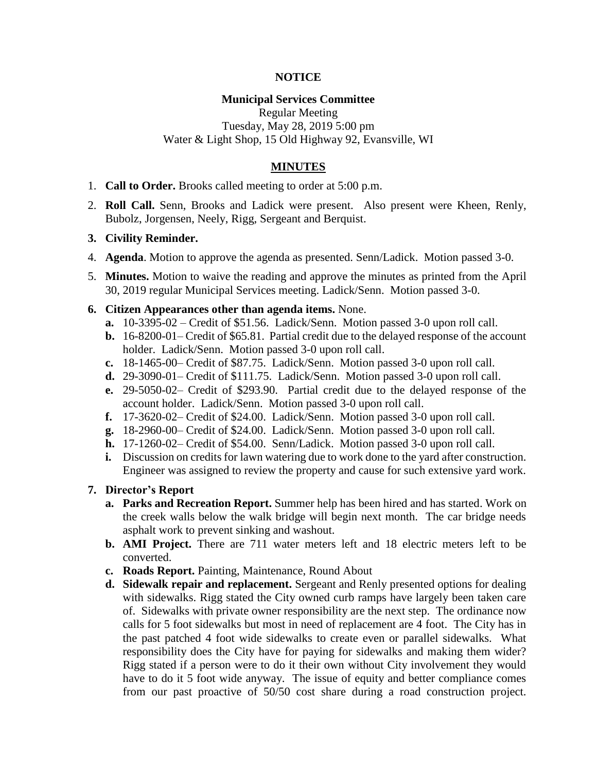**NOTICE**

**Municipal Services Committee**
Regular Meeting
Tuesday, May 28, 2019 5:00 pm
Water & Light Shop, 15 Old Highway 92, Evansville, WI

**MINUTES**

1. **Call to Order.** Brooks called meeting to order at 5:00 p.m.
2. **Roll Call.** Senn, Brooks and Ladick were present. Also present were Kheen, Renly, Bubolz, Jorgensen, Neely, Rigg, Sergeant and Berquist.
3. **Civility Reminder.**
4. **Agenda**. Motion to approve the agenda as presented. Senn/Ladick. Motion passed 3-0.
5. **Minutes.** Motion to waive the reading and approve the minutes as printed from the April 30, 2019 regular Municipal Services meeting. Ladick/Senn. Motion passed 3-0.
6. **Citizen Appearances other than agenda items.** None.
   - **a.** 10-3395-02 – Credit of $51.56. Ladick/Senn. Motion passed 3-0 upon roll call.
   - **b.** 16-8200-01– Credit of $65.81. Partial credit due to the delayed response of the account holder. Ladick/Senn. Motion passed 3-0 upon roll call.
   - **c.** 18-1465-00– Credit of $87.75. Ladick/Senn. Motion passed 3-0 upon roll call.
   - **d.** 29-3090-01– Credit of $111.75. Ladick/Senn. Motion passed 3-0 upon roll call.
   - **e.** 29-5050-02– Credit of $293.90. Partial credit due to the delayed response of the account holder. Ladick/Senn. Motion passed 3-0 upon roll call.
   - **f.** 17-3620-02– Credit of $24.00. Ladick/Senn. Motion passed 3-0 upon roll call.
   - **g.** 18-2960-00– Credit of $24.00. Ladick/Senn. Motion passed 3-0 upon roll call.
   - **h.** 17-1260-02– Credit of $54.00. Senn/Ladick. Motion passed 3-0 upon roll call.
   - **i.** Discussion on credits for lawn watering due to work done to the yard after construction. Engineer was assigned to review the property and cause for such extensive yard work.
7. **Director's Report**
   - **a. Parks and Recreation Report.** Summer help has been hired and has started. Work on the creek walls below the walk bridge will begin next month. The car bridge needs asphalt work to prevent sinking and washout.
   - **b. AMI Project.** There are 711 water meters left and 18 electric meters left to be converted.
   - **c. Roads Report.** Painting, Maintenance, Round About
   - **d. Sidewalk repair and replacement.** Sergeant and Renly presented options for dealing with sidewalks. Rigg stated the City owned curb ramps have largely been taken care of. Sidewalks with private owner responsibility are the next step. The ordinance now calls for 5 foot sidewalks but most in need of replacement are 4 foot. The City has in the past patched 4 foot wide sidewalks to create even or parallel sidewalks. What responsibility does the City have for paying for sidewalks and making them wider? Rigg stated if a person were to do it their own without City involvement they would have to do it 5 foot wide anyway. The issue of equity and better compliance comes from our past proactive of 50/50 cost share during a road construction project.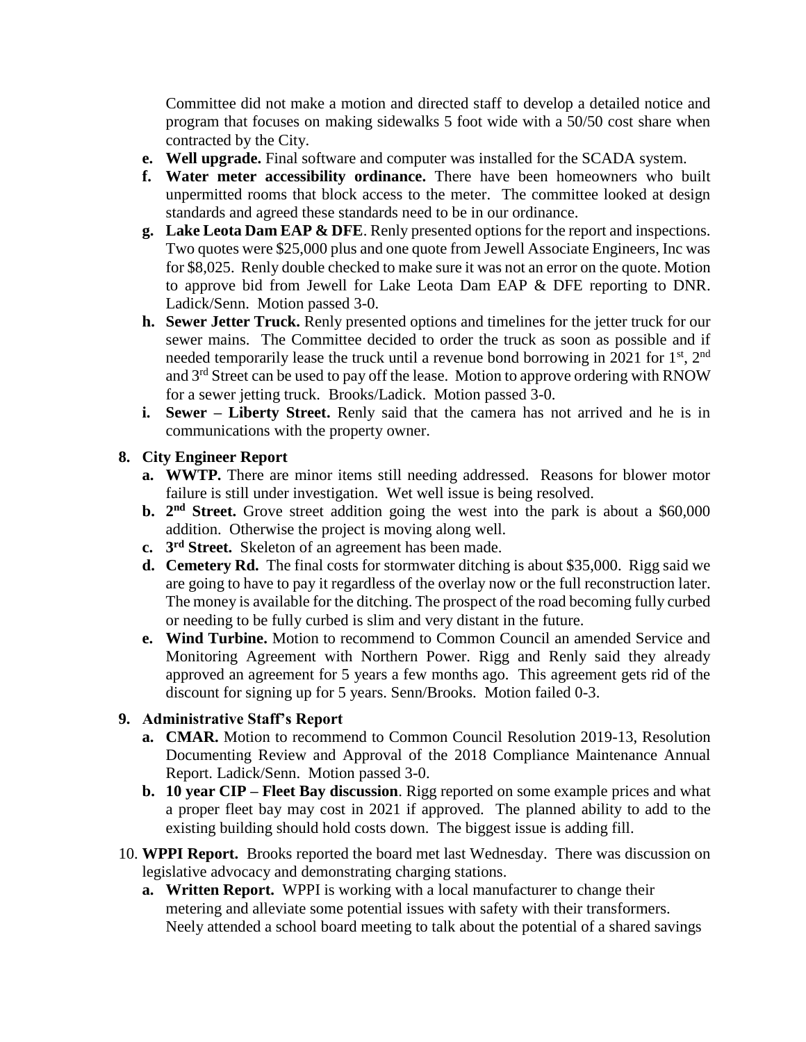Committee did not make a motion and directed staff to develop a detailed notice and program that focuses on making sidewalks 5 foot wide with a 50/50 cost share when contracted by the City.

   - **e. Well upgrade.** Final software and computer was installed for the SCADA system.
   - **f. Water meter accessibility ordinance.** There have been homeowners who built unpermitted rooms that block access to the meter. The committee looked at design standards and agreed these standards need to be in our ordinance.
   - **g. Lake Leota Dam EAP & DFE**. Renly presented options for the report and inspections. Two quotes were $25,000 plus and one quote from Jewell Associate Engineers, Inc was for $8,025. Renly double checked to make sure it was not an error on the quote. Motion to approve bid from Jewell for Lake Leota Dam EAP & DFE reporting to DNR. Ladick/Senn. Motion passed 3-0.
   - **h. Sewer Jetter Truck.** Renly presented options and timelines for the jetter truck for our sewer mains. The Committee decided to order the truck as soon as possible and if needed temporarily lease the truck until a revenue bond borrowing in 2021 for 1st, 2nd and 3rd Street can be used to pay off the lease. Motion to approve ordering with RNOW for a sewer jetting truck. Brooks/Ladick. Motion passed 3-0.
   - **i. Sewer – Liberty Street.** Renly said that the camera has not arrived and he is in communications with the property owner.

**8. City Engineer Report**

   - **a. WWTP.** There are minor items still needing addressed. Reasons for blower motor failure is still under investigation. Wet well issue is being resolved.
   - **b. 2nd Street.** Grove street addition going the west into the park is about a $60,000 addition. Otherwise the project is moving along well.
   - **c. 3rd Street.** Skeleton of an agreement has been made.
   - **d. Cemetery Rd.** The final costs for stormwater ditching is about $35,000. Rigg said we are going to have to pay it regardless of the overlay now or the full reconstruction later. The money is available for the ditching. The prospect of the road becoming fully curbed or needing to be fully curbed is slim and very distant in the future.
   - **e. Wind Turbine.** Motion to recommend to Common Council an amended Service and Monitoring Agreement with Northern Power. Rigg and Renly said they already approved an agreement for 5 years a few months ago. This agreement gets rid of the discount for signing up for 5 years. Senn/Brooks. Motion failed 0-3.

**9. Administrative Staff's Report**

   - **a. CMAR.** Motion to recommend to Common Council Resolution 2019-13, Resolution Documenting Review and Approval of the 2018 Compliance Maintenance Annual Report. Ladick/Senn. Motion passed 3-0.
   - **b. 10 year CIP – Fleet Bay discussion**. Rigg reported on some example prices and what a proper fleet bay may cost in 2021 if approved. The planned ability to add to the existing building should hold costs down. The biggest issue is adding fill.

10. **WPPI Report.** Brooks reported the board met last Wednesday. There was discussion on legislative advocacy and demonstrating charging stations.

   - **a. Written Report.** WPPI is working with a local manufacturer to change their metering and alleviate some potential issues with safety with their transformers. Neely attended a school board meeting to talk about the potential of a shared savings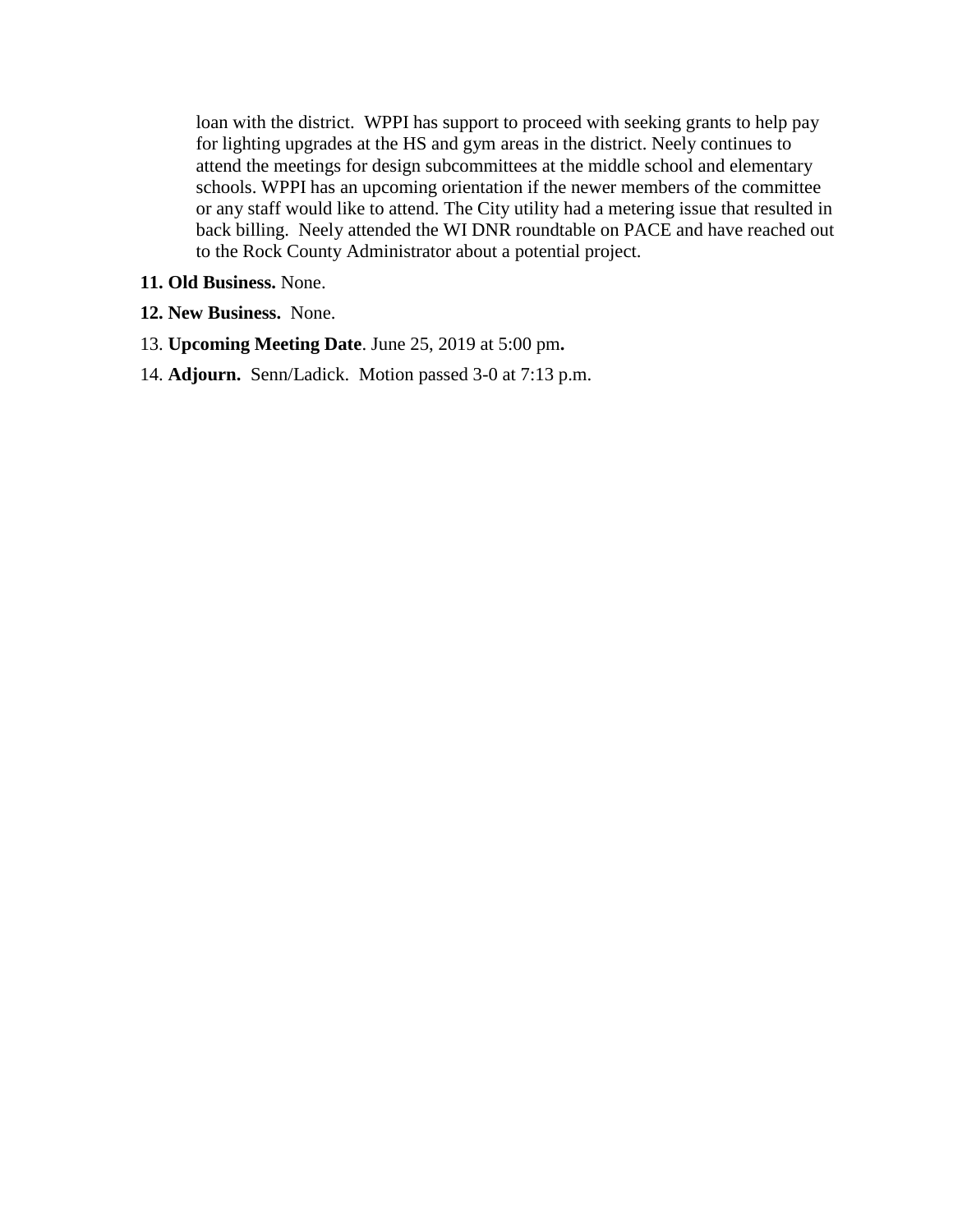loan with the district. WPPI has support to proceed with seeking grants to help pay for lighting upgrades at the HS and gym areas in the district. Neely continues to attend the meetings for design subcommittees at the middle school and elementary schools. WPPI has an upcoming orientation if the newer members of the committee or any staff would like to attend. The City utility had a metering issue that resulted in back billing. Neely attended the WI DNR roundtable on PACE and have reached out to the Rock County Administrator about a potential project.

**11. Old Business.** None.

**12. New Business.** None.

13. **Upcoming Meeting Date**. June 25, 2019 at 5:00 pm**.**

14. **Adjourn.** Senn/Ladick. Motion passed 3-0 at 7:13 p.m.